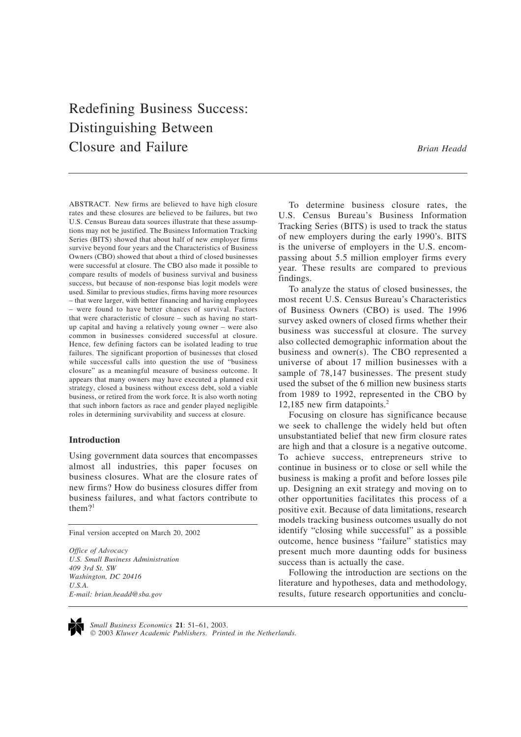# Redefining Business Success: Distinguishing Between Closure and Failure

*Brian Headd*

ABSTRACT. New firms are believed to have high closure rates and these closures are believed to be failures, but two U.S. Census Bureau data sources illustrate that these assumptions may not be justified. The Business Information Tracking Series (BITS) showed that about half of new employer firms survive beyond four years and the Characteristics of Business Owners (CBO) showed that about a third of closed businesses were successful at closure. The CBO also made it possible to compare results of models of business survival and business success, but because of non-response bias logit models were used. Similar to previous studies, firms having more resources – that were larger, with better financing and having employees – were found to have better chances of survival. Factors that were characteristic of closure – such as having no start-up capital and having a relatively young owner – were also common in businesses considered successful at closure. Hence, few defining factors can be isolated leading to true failures. The significant proportion of businesses that closed while successful calls into question the use of "business closure" as a meaningful measure of business outcome. It appears that many owners may have executed a planned exit strategy, closed a business without excess debt, sold a viable business, or retired from the work force. It is also worth noting that such inborn factors as race and gender played negligible roles in determining survivability and success at closure.

## Introduction

Using government data sources that encompasses almost all industries, this paper focuses on business closures. What are the closure rates of new firms? How do business closures differ from business failures, and what factors contribute to them?[1]

Final version accepted on March 20, 2002

*Office of Advocacy*
*U.S. Small Business Administration*
*409 3rd St. SW*
*Washington, DC 20416*
*U.S.A.*
*E-mail: brian.headd@sba.gov*

To determine business closure rates, the U.S. Census Bureau's Business Information Tracking Series (BITS) is used to track the status of new employers during the early 1990's. BITS is the universe of employers in the U.S. encompassing about 5.5 million employer firms every year. These results are compared to previous findings.

To analyze the status of closed businesses, the most recent U.S. Census Bureau's Characteristics of Business Owners (CBO) is used. The 1996 survey asked owners of closed firms whether their business was successful at closure. The survey also collected demographic information about the business and owner(s). The CBO represented a universe of about 17 million businesses with a sample of 78,147 businesses. The present study used the subset of the 6 million new business starts from 1989 to 1992, represented in the CBO by 12,185 new firm datapoints.[2]

Focusing on closure has significance because we seek to challenge the widely held but often unsubstantiated belief that new firm closure rates are high and that a closure is a negative outcome. To achieve success, entrepreneurs strive to continue in business or to close or sell while the business is making a profit and before losses pile up. Designing an exit strategy and moving on to other opportunities facilitates this process of a positive exit. Because of data limitations, research models tracking business outcomes usually do not identify "closing while successful" as a possible outcome, hence business "failure" statistics may present much more daunting odds for business success than is actually the case.

Following the introduction are sections on the literature and hypotheses, data and methodology, results, future research opportunities and conclu-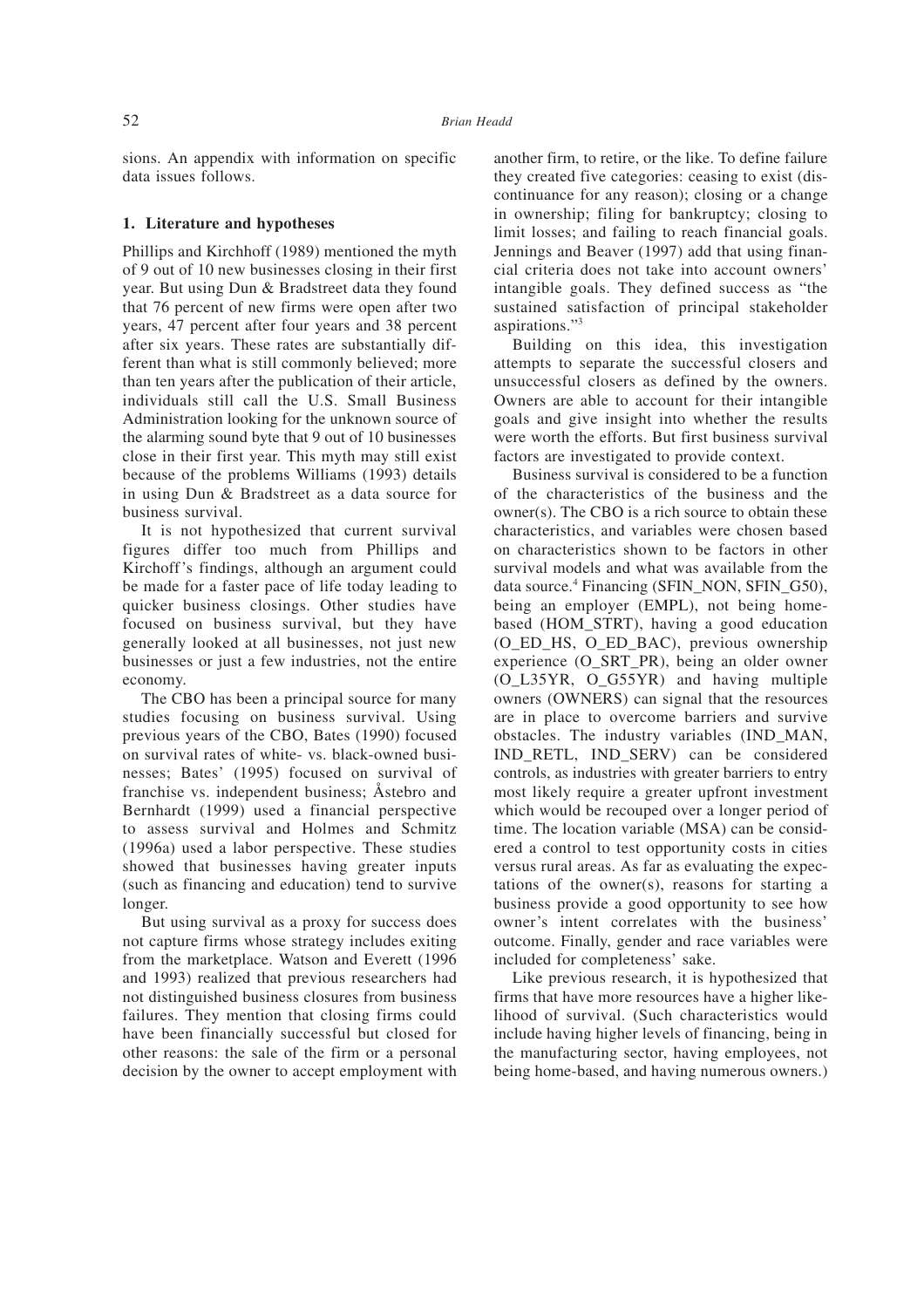sions. An appendix with information on specific data issues follows.

## 1. Literature and hypotheses

Phillips and Kirchhoff (1989) mentioned the myth of 9 out of 10 new businesses closing in their first year. But using Dun & Bradstreet data they found that 76 percent of new firms were open after two years, 47 percent after four years and 38 percent after six years. These rates are substantially different than what is still commonly believed; more than ten years after the publication of their article, individuals still call the U.S. Small Business Administration looking for the unknown source of the alarming sound byte that 9 out of 10 businesses close in their first year. This myth may still exist because of the problems Williams (1993) details in using Dun & Bradstreet as a data source for business survival.

It is not hypothesized that current survival figures differ too much from Phillips and Kirchoff's findings, although an argument could be made for a faster pace of life today leading to quicker business closings. Other studies have focused on business survival, but they have generally looked at all businesses, not just new businesses or just a few industries, not the entire economy.

The CBO has been a principal source for many studies focusing on business survival. Using previous years of the CBO, Bates (1990) focused on survival rates of white- vs. black-owned businesses; Bates' (1995) focused on survival of franchise vs. independent business; Åstebro and Bernhardt (1999) used a financial perspective to assess survival and Holmes and Schmitz (1996a) used a labor perspective. These studies showed that businesses having greater inputs (such as financing and education) tend to survive longer.

But using survival as a proxy for success does not capture firms whose strategy includes exiting from the marketplace. Watson and Everett (1996 and 1993) realized that previous researchers had not distinguished business closures from business failures. They mention that closing firms could have been financially successful but closed for other reasons: the sale of the firm or a personal decision by the owner to accept employment with another firm, to retire, or the like. To define failure they created five categories: ceasing to exist (discontinuance for any reason); closing or a change in ownership; filing for bankruptcy; closing to limit losses; and failing to reach financial goals. Jennings and Beaver (1997) add that using financial criteria does not take into account owners' intangible goals. They defined success as "the sustained satisfaction of principal stakeholder aspirations."[3]

Building on this idea, this investigation attempts to separate the successful closers and unsuccessful closers as defined by the owners. Owners are able to account for their intangible goals and give insight into whether the results were worth the efforts. But first business survival factors are investigated to provide context.

Business survival is considered to be a function of the characteristics of the business and the owner(s). The CBO is a rich source to obtain these characteristics, and variables were chosen based on characteristics shown to be factors in other survival models and what was available from the data source.[4] Financing (SFIN_NON, SFIN_G50), being an employer (EMPL), not being home-based (HOM_STRT), having a good education (O_ED_HS, O_ED_BAC), previous ownership experience (O_SRT_PR), being an older owner (O_L35YR, O_G55YR) and having multiple owners (OWNERS) can signal that the resources are in place to overcome barriers and survive obstacles. The industry variables (IND_MAN, IND_RETL, IND_SERV) can be considered controls, as industries with greater barriers to entry most likely require a greater upfront investment which would be recouped over a longer period of time. The location variable (MSA) can be considered a control to test opportunity costs in cities versus rural areas. As far as evaluating the expectations of the owner(s), reasons for starting a business provide a good opportunity to see how owner's intent correlates with the business' outcome. Finally, gender and race variables were included for completeness' sake.

Like previous research, it is hypothesized that firms that have more resources have a higher likelihood of survival. (Such characteristics would include having higher levels of financing, being in the manufacturing sector, having employees, not being home-based, and having numerous owners.)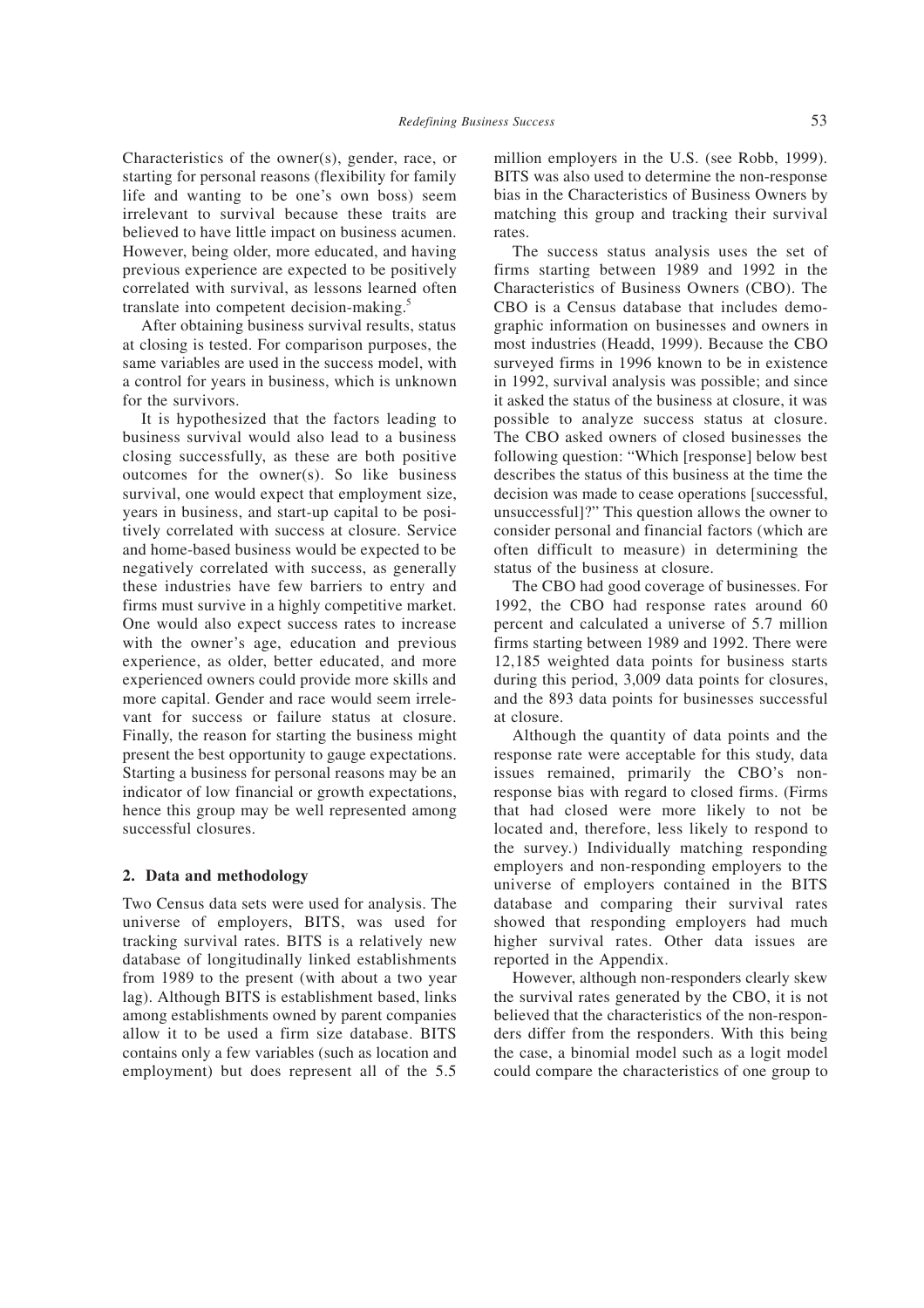Characteristics of the owner(s), gender, race, or starting for personal reasons (flexibility for family life and wanting to be one's own boss) seem irrelevant to survival because these traits are believed to have little impact on business acumen. However, being older, more educated, and having previous experience are expected to be positively correlated with survival, as lessons learned often translate into competent decision-making.[5]

After obtaining business survival results, status at closing is tested. For comparison purposes, the same variables are used in the success model, with a control for years in business, which is unknown for the survivors.

It is hypothesized that the factors leading to business survival would also lead to a business closing successfully, as these are both positive outcomes for the owner(s). So like business survival, one would expect that employment size, years in business, and start-up capital to be positively correlated with success at closure. Service and home-based business would be expected to be negatively correlated with success, as generally these industries have few barriers to entry and firms must survive in a highly competitive market. One would also expect success rates to increase with the owner's age, education and previous experience, as older, better educated, and more experienced owners could provide more skills and more capital. Gender and race would seem irrelevant for success or failure status at closure. Finally, the reason for starting the business might present the best opportunity to gauge expectations. Starting a business for personal reasons may be an indicator of low financial or growth expectations, hence this group may be well represented among successful closures.

## 2. Data and methodology

Two Census data sets were used for analysis. The universe of employers, BITS, was used for tracking survival rates. BITS is a relatively new database of longitudinally linked establishments from 1989 to the present (with about a two year lag). Although BITS is establishment based, links among establishments owned by parent companies allow it to be used a firm size database. BITS contains only a few variables (such as location and employment) but does represent all of the 5.5 million employers in the U.S. (see Robb, 1999). BITS was also used to determine the non-response bias in the Characteristics of Business Owners by matching this group and tracking their survival rates.

The success status analysis uses the set of firms starting between 1989 and 1992 in the Characteristics of Business Owners (CBO). The CBO is a Census database that includes demographic information on businesses and owners in most industries (Headd, 1999). Because the CBO surveyed firms in 1996 known to be in existence in 1992, survival analysis was possible; and since it asked the status of the business at closure, it was possible to analyze success status at closure. The CBO asked owners of closed businesses the following question: "Which [response] below best describes the status of this business at the time the decision was made to cease operations [successful, unsuccessful]?" This question allows the owner to consider personal and financial factors (which are often difficult to measure) in determining the status of the business at closure.

The CBO had good coverage of businesses. For 1992, the CBO had response rates around 60 percent and calculated a universe of 5.7 million firms starting between 1989 and 1992. There were 12,185 weighted data points for business starts during this period, 3,009 data points for closures, and the 893 data points for businesses successful at closure.

Although the quantity of data points and the response rate were acceptable for this study, data issues remained, primarily the CBO's non-response bias with regard to closed firms. (Firms that had closed were more likely to not be located and, therefore, less likely to respond to the survey.) Individually matching responding employers and non-responding employers to the universe of employers contained in the BITS database and comparing their survival rates showed that responding employers had much higher survival rates. Other data issues are reported in the Appendix.

However, although non-responders clearly skew the survival rates generated by the CBO, it is not believed that the characteristics of the non-responders differ from the responders. With this being the case, a binomial model such as a logit model could compare the characteristics of one group to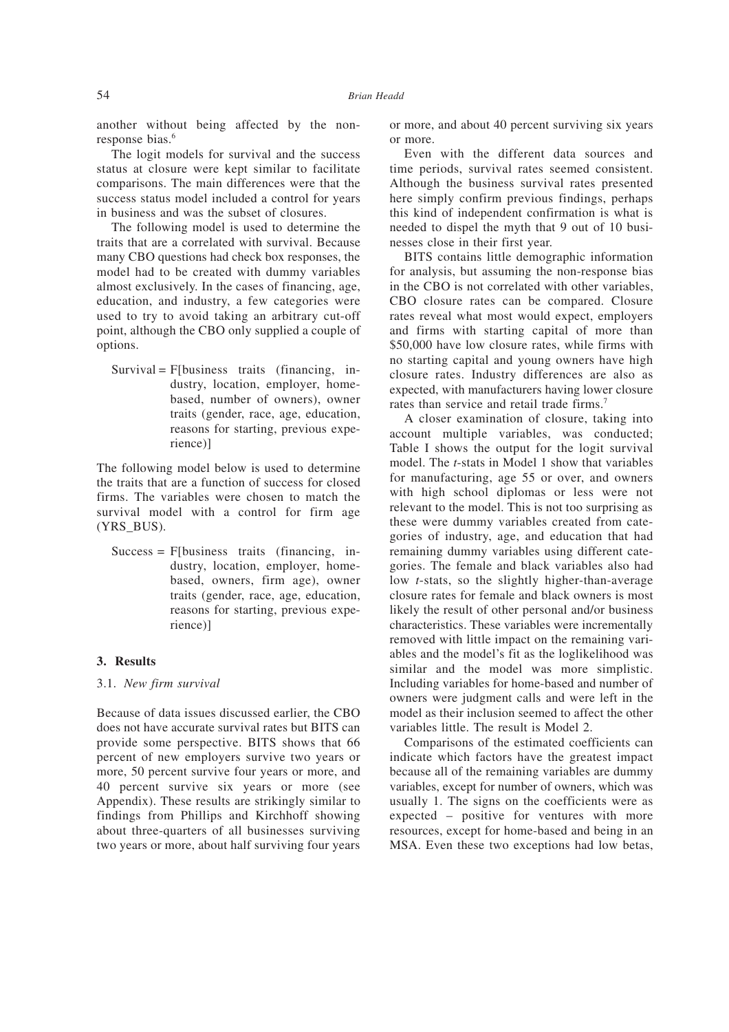another without being affected by the non-response bias.[6]

The logit models for survival and the success status at closure were kept similar to facilitate comparisons. The main differences were that the success status model included a control for years in business and was the subset of closures.

The following model is used to determine the traits that are a correlated with survival. Because many CBO questions had check box responses, the model had to be created with dummy variables almost exclusively. In the cases of financing, age, education, and industry, a few categories were used to try to avoid taking an arbitrary cut-off point, although the CBO only supplied a couple of options.

Survival = F[business traits (financing, industry, location, employer, home-based, number of owners), owner traits (gender, race, age, education, reasons for starting, previous experience)]

The following model below is used to determine the traits that are a function of success for closed firms. The variables were chosen to match the survival model with a control for firm age (YRS_BUS).

Success = F[business traits (financing, industry, location, employer, home-based, owners, firm age), owner traits (gender, race, age, education, reasons for starting, previous experience)]

## 3. Results

### 3.1. *New firm survival*

Because of data issues discussed earlier, the CBO does not have accurate survival rates but BITS can provide some perspective. BITS shows that 66 percent of new employers survive two years or more, 50 percent survive four years or more, and 40 percent survive six years or more (see Appendix). These results are strikingly similar to findings from Phillips and Kirchhoff showing about three-quarters of all businesses surviving two years or more, about half surviving four years or more, and about 40 percent surviving six years or more.

Even with the different data sources and time periods, survival rates seemed consistent. Although the business survival rates presented here simply confirm previous findings, perhaps this kind of independent confirmation is what is needed to dispel the myth that 9 out of 10 businesses close in their first year.

BITS contains little demographic information for analysis, but assuming the non-response bias in the CBO is not correlated with other variables, CBO closure rates can be compared. Closure rates reveal what most would expect, employers and firms with starting capital of more than \$50,000 have low closure rates, while firms with no starting capital and young owners have high closure rates. Industry differences are also as expected, with manufacturers having lower closure rates than service and retail trade firms.[7]

A closer examination of closure, taking into account multiple variables, was conducted; Table I shows the output for the logit survival model. The *t*-stats in Model 1 show that variables for manufacturing, age 55 or over, and owners with high school diplomas or less were not relevant to the model. This is not too surprising as these were dummy variables created from categories of industry, age, and education that had remaining dummy variables using different categories. The female and black variables also had low *t*-stats, so the slightly higher-than-average closure rates for female and black owners is most likely the result of other personal and/or business characteristics. These variables were incrementally removed with little impact on the remaining variables and the model's fit as the loglikelihood was similar and the model was more simplistic. Including variables for home-based and number of owners were judgment calls and were left in the model as their inclusion seemed to affect the other variables little. The result is Model 2.

Comparisons of the estimated coefficients can indicate which factors have the greatest impact because all of the remaining variables are dummy variables, except for number of owners, which was usually 1. The signs on the coefficients were as expected – positive for ventures with more resources, except for home-based and being in an MSA. Even these two exceptions had low betas,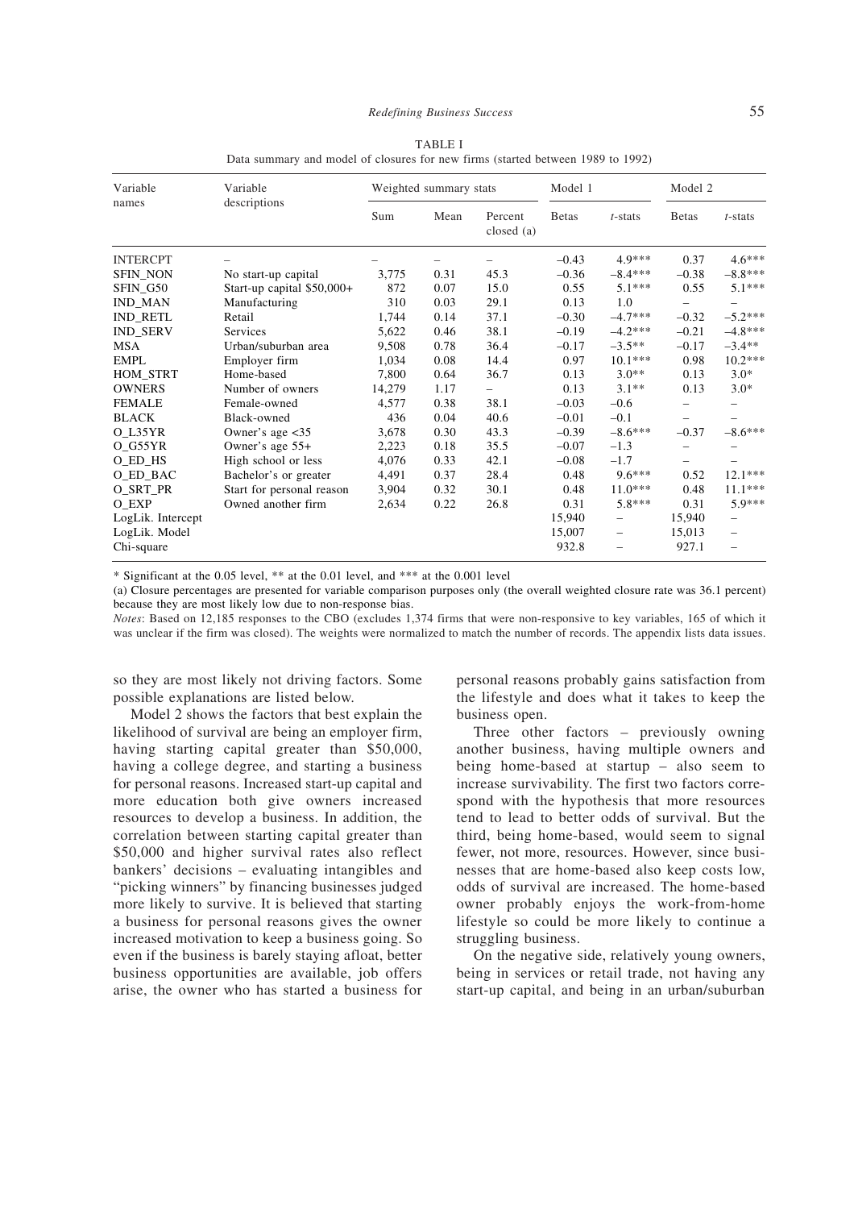TABLE I
Data summary and model of closures for new firms (started between 1989 to 1992)

| Variable names | Variable descriptions | Weighted summary stats | | | Model 1 | | Model 2 | |
|---|---|---|---|---|---|---|---|---|
| | | Sum | Mean | Percent closed (a) | Betas | *t*-stats | Betas | *t*-stats |
| INTERCPT | – | – | – | – | −0.43 | 4.9*** | 0.37 | 4.6*** |
| SFIN_NON | No start-up capital | 3,775 | 0.31 | 45.3 | −0.36 | −8.4*** | −0.38 | −8.8*** |
| SFIN_G50 | Start-up capital $50,000+ | 872 | 0.07 | 15.0 | 0.55 | 5.1*** | 0.55 | 5.1*** |
| IND_MAN | Manufacturing | 310 | 0.03 | 29.1 | 0.13 | 1.0 | – | – |
| IND_RETL | Retail | 1,744 | 0.14 | 37.1 | −0.30 | −4.7*** | −0.32 | −5.2*** |
| IND_SERV | Services | 5,622 | 0.46 | 38.1 | −0.19 | −4.2*** | −0.21 | −4.8*** |
| MSA | Urban/suburban area | 9,508 | 0.78 | 36.4 | −0.17 | −3.5** | −0.17 | −3.4** |
| EMPL | Employer firm | 1,034 | 0.08 | 14.4 | 0.97 | 10.1*** | 0.98 | 10.2*** |
| HOM_STRT | Home-based | 7,800 | 0.64 | 36.7 | 0.13 | 3.0** | 0.13 | 3.0* |
| OWNERS | Number of owners | 14,279 | 1.17 | – | 0.13 | 3.1** | 0.13 | 3.0* |
| FEMALE | Female-owned | 4,577 | 0.38 | 38.1 | −0.03 | −0.6 | – | – |
| BLACK | Black-owned | 436 | 0.04 | 40.6 | −0.01 | −0.1 | – | – |
| O_L35YR | Owner's age <35 | 3,678 | 0.30 | 43.3 | −0.39 | −8.6*** | −0.37 | −8.6*** |
| O_G55YR | Owner's age 55+ | 2,223 | 0.18 | 35.5 | −0.07 | −1.3 | – | – |
| O_ED_HS | High school or less | 4,076 | 0.33 | 42.1 | −0.08 | −1.7 | – | – |
| O_ED_BAC | Bachelor's or greater | 4,491 | 0.37 | 28.4 | 0.48 | 9.6*** | 0.52 | 12.1*** |
| O_SRT_PR | Start for personal reason | 3,904 | 0.32 | 30.1 | 0.48 | 11.0*** | 0.48 | 11.1*** |
| O_EXP | Owned another firm | 2,634 | 0.22 | 26.8 | 0.31 | 5.8*** | 0.31 | 5.9*** |
| LogLik. Intercept | | | | | 15,940 | – | 15,940 | – |
| LogLik. Model | | | | | 15,007 | – | 15,013 | – |
| Chi-square | | | | | 932.8 | – | 927.1 | – |

* Significant at the 0.05 level, ** at the 0.01 level, and *** at the 0.001 level

(a) Closure percentages are presented for variable comparison purposes only (the overall weighted closure rate was 36.1 percent) because they are most likely low due to non-response bias.

*Notes*: Based on 12,185 responses to the CBO (excludes 1,374 firms that were non-responsive to key variables, 165 of which it was unclear if the firm was closed). The weights were normalized to match the number of records. The appendix lists data issues.

so they are most likely not driving factors. Some possible explanations are listed below.

Model 2 shows the factors that best explain the likelihood of survival are being an employer firm, having starting capital greater than $50,000, having a college degree, and starting a business for personal reasons. Increased start-up capital and more education both give owners increased resources to develop a business. In addition, the correlation between starting capital greater than $50,000 and higher survival rates also reflect bankers' decisions – evaluating intangibles and "picking winners" by financing businesses judged more likely to survive. It is believed that starting a business for personal reasons gives the owner increased motivation to keep a business going. So even if the business is barely staying afloat, better business opportunities are available, job offers arise, the owner who has started a business for personal reasons probably gains satisfaction from the lifestyle and does what it takes to keep the business open.

Three other factors – previously owning another business, having multiple owners and being home-based at startup – also seem to increase survivability. The first two factors correspond with the hypothesis that more resources tend to lead to better odds of survival. But the third, being home-based, would seem to signal fewer, not more, resources. However, since businesses that are home-based also keep costs low, odds of survival are increased. The home-based owner probably enjoys the work-from-home lifestyle so could be more likely to continue a struggling business.

On the negative side, relatively young owners, being in services or retail trade, not having any start-up capital, and being in an urban/suburban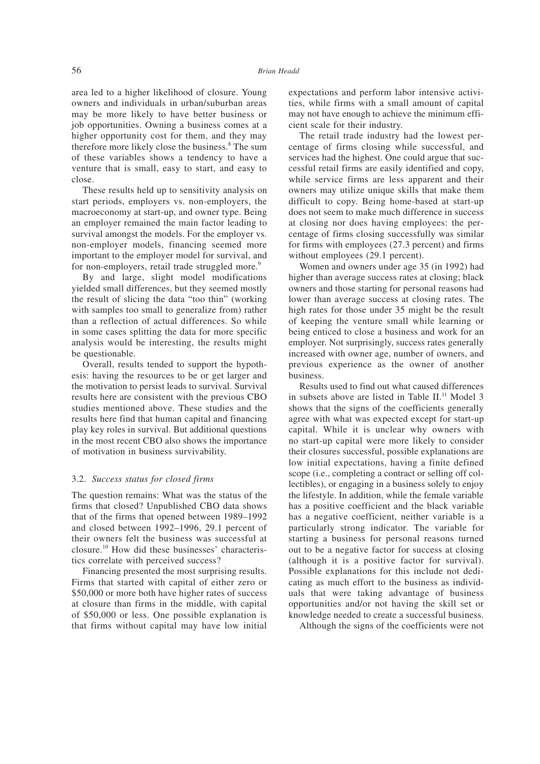area led to a higher likelihood of closure. Young owners and individuals in urban/suburban areas may be more likely to have better business or job opportunities. Owning a business comes at a higher opportunity cost for them, and they may therefore more likely close the business.[8] The sum of these variables shows a tendency to have a venture that is small, easy to start, and easy to close.

These results held up to sensitivity analysis on start periods, employers vs. non-employers, the macroeconomy at start-up, and owner type. Being an employer remained the main factor leading to survival amongst the models. For the employer vs. non-employer models, financing seemed more important to the employer model for survival, and for non-employers, retail trade struggled more.[9]

By and large, slight model modifications yielded small differences, but they seemed mostly the result of slicing the data "too thin" (working with samples too small to generalize from) rather than a reflection of actual differences. So while in some cases splitting the data for more specific analysis would be interesting, the results might be questionable.

Overall, results tended to support the hypothesis: having the resources to be or get larger and the motivation to persist leads to survival. Survival results here are consistent with the previous CBO studies mentioned above. These studies and the results here find that human capital and financing play key roles in survival. But additional questions in the most recent CBO also shows the importance of motivation in business survivability.

### 3.2. *Success status for closed firms*

The question remains: What was the status of the firms that closed? Unpublished CBO data shows that of the firms that opened between 1989–1992 and closed between 1992–1996, 29.1 percent of their owners felt the business was successful at closure.[10] How did these businesses' characteristics correlate with perceived success?

Financing presented the most surprising results. Firms that started with capital of either zero or \$50,000 or more both have higher rates of success at closure than firms in the middle, with capital of \$50,000 or less. One possible explanation is that firms without capital may have low initial expectations and perform labor intensive activities, while firms with a small amount of capital may not have enough to achieve the minimum efficient scale for their industry.

The retail trade industry had the lowest percentage of firms closing while successful, and services had the highest. One could argue that successful retail firms are easily identified and copy, while service firms are less apparent and their owners may utilize unique skills that make them difficult to copy. Being home-based at start-up does not seem to make much difference in success at closing nor does having employees: the percentage of firms closing successfully was similar for firms with employees (27.3 percent) and firms without employees (29.1 percent).

Women and owners under age 35 (in 1992) had higher than average success rates at closing; black owners and those starting for personal reasons had lower than average success at closing rates. The high rates for those under 35 might be the result of keeping the venture small while learning or being enticed to close a business and work for an employer. Not surprisingly, success rates generally increased with owner age, number of owners, and previous experience as the owner of another business.

Results used to find out what caused differences in subsets above are listed in Table II.[11] Model 3 shows that the signs of the coefficients generally agree with what was expected except for start-up capital. While it is unclear why owners with no start-up capital were more likely to consider their closures successful, possible explanations are low initial expectations, having a finite defined scope (i.e., completing a contract or selling off collectibles), or engaging in a business solely to enjoy the lifestyle. In addition, while the female variable has a positive coefficient and the black variable has a negative coefficient, neither variable is a particularly strong indicator. The variable for starting a business for personal reasons turned out to be a negative factor for success at closing (although it is a positive factor for survival). Possible explanations for this include not dedicating as much effort to the business as individuals that were taking advantage of business opportunities and/or not having the skill set or knowledge needed to create a successful business.

Although the signs of the coefficients were not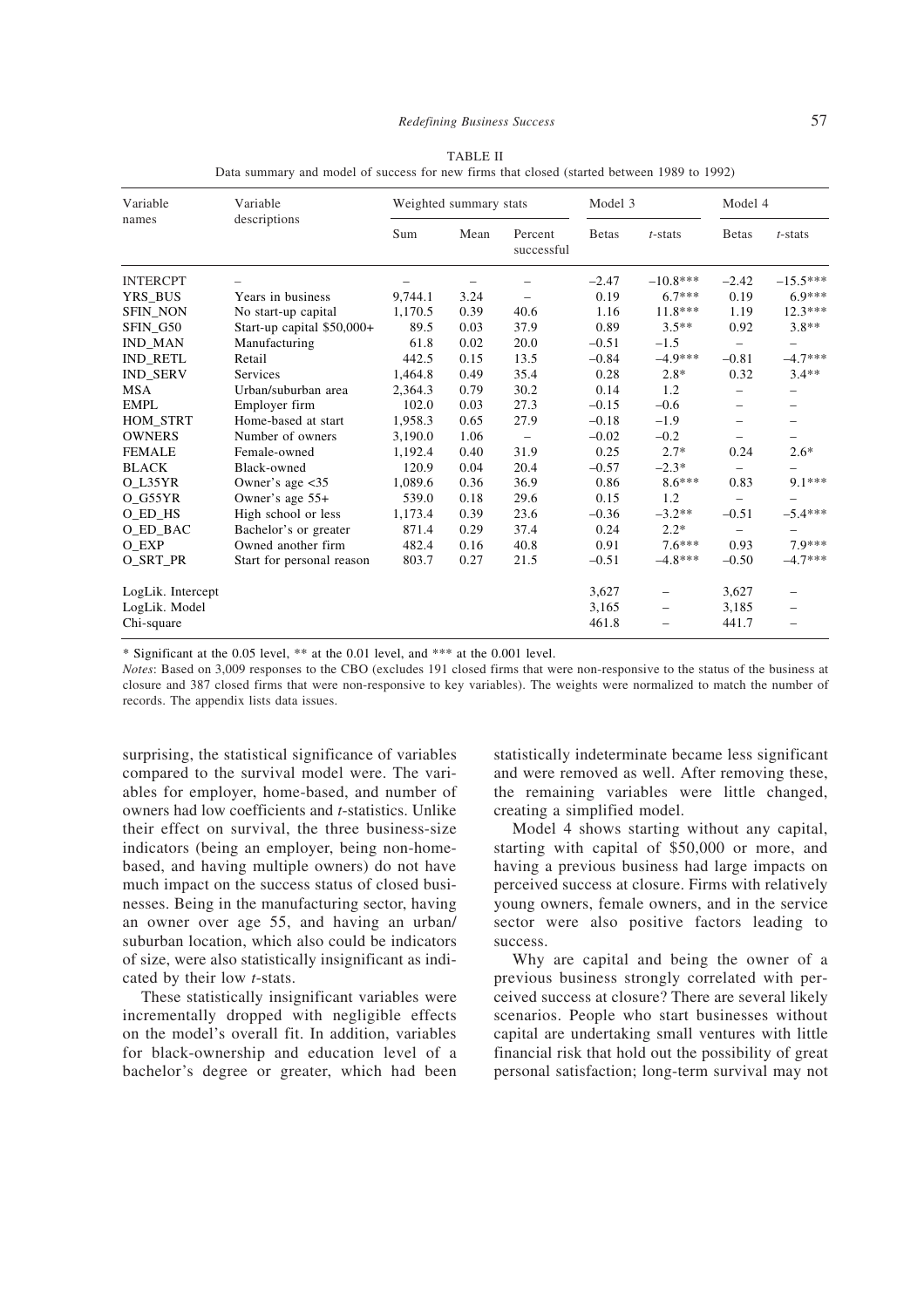TABLE II

Data summary and model of success for new firms that closed (started between 1989 to 1992)

| Variable names | Variable descriptions | Weighted summary stats | | | Model 3 | | Model 4 | |
|---|---|---|---|---|---|---|---|---|
| | | Sum | Mean | Percent successful | Betas | *t*-stats | Betas | *t*-stats |
| INTERCPT | – | – | – | – | –2.47 | –10.8*** | –2.42 | –15.5*** |
| YRS_BUS | Years in business | 9,744.1 | 3.24 | – | 0.19 | 6.7*** | 0.19 | 6.9*** |
| SFIN_NON | No start-up capital | 1,170.5 | 0.39 | 40.6 | 1.16 | 11.8*** | 1.19 | 12.3*** |
| SFIN_G50 | Start-up capital $50,000+ | 89.5 | 0.03 | 37.9 | 0.89 | 3.5** | 0.92 | 3.8** |
| IND_MAN | Manufacturing | 61.8 | 0.02 | 20.0 | –0.51 | –1.5 | – | – |
| IND_RETL | Retail | 442.5 | 0.15 | 13.5 | –0.84 | –4.9*** | –0.81 | –4.7*** |
| IND_SERV | Services | 1,464.8 | 0.49 | 35.4 | 0.28 | 2.8* | 0.32 | 3.4** |
| MSA | Urban/suburban area | 2,364.3 | 0.79 | 30.2 | 0.14 | 1.2 | – | – |
| EMPL | Employer firm | 102.0 | 0.03 | 27.3 | –0.15 | –0.6 | – | – |
| HOM_STRT | Home-based at start | 1,958.3 | 0.65 | 27.9 | –0.18 | –1.9 | – | – |
| OWNERS | Number of owners | 3,190.0 | 1.06 | – | –0.02 | –0.2 | – | – |
| FEMALE | Female-owned | 1,192.4 | 0.40 | 31.9 | 0.25 | 2.7* | 0.24 | 2.6* |
| BLACK | Black-owned | 120.9 | 0.04 | 20.4 | –0.57 | –2.3* | – | – |
| O_L35YR | Owner's age <35 | 1,089.6 | 0.36 | 36.9 | 0.86 | 8.6*** | 0.83 | 9.1*** |
| O_G55YR | Owner's age 55+ | 539.0 | 0.18 | 29.6 | 0.15 | 1.2 | – | – |
| O_ED_HS | High school or less | 1,173.4 | 0.39 | 23.6 | –0.36 | –3.2** | –0.51 | –5.4*** |
| O_ED_BAC | Bachelor's or greater | 871.4 | 0.29 | 37.4 | 0.24 | 2.2* | – | – |
| O_EXP | Owned another firm | 482.4 | 0.16 | 40.8 | 0.91 | 7.6*** | 0.93 | 7.9*** |
| O_SRT_PR | Start for personal reason | 803.7 | 0.27 | 21.5 | –0.51 | –4.8*** | –0.50 | –4.7*** |
| LogLik. Intercept | | | | | 3,627 | – | 3,627 | – |
| LogLik. Model | | | | | 3,165 | – | 3,185 | – |
| Chi-square | | | | | 461.8 | – | 441.7 | – |

* Significant at the 0.05 level, ** at the 0.01 level, and *** at the 0.001 level.

*Notes*: Based on 3,009 responses to the CBO (excludes 191 closed firms that were non-responsive to the status of the business at closure and 387 closed firms that were non-responsive to key variables). The weights were normalized to match the number of records. The appendix lists data issues.

surprising, the statistical significance of variables compared to the survival model were. The variables for employer, home-based, and number of owners had low coefficients and *t*-statistics. Unlike their effect on survival, the three business-size indicators (being an employer, being non-home-based, and having multiple owners) do not have much impact on the success status of closed businesses. Being in the manufacturing sector, having an owner over age 55, and having an urban/suburban location, which also could be indicators of size, were also statistically insignificant as indicated by their low *t*-stats.

These statistically insignificant variables were incrementally dropped with negligible effects on the model's overall fit. In addition, variables for black-ownership and education level of a bachelor's degree or greater, which had been statistically indeterminate became less significant and were removed as well. After removing these, the remaining variables were little changed, creating a simplified model.

Model 4 shows starting without any capital, starting with capital of $50,000 or more, and having a previous business had large impacts on perceived success at closure. Firms with relatively young owners, female owners, and in the service sector were also positive factors leading to success.

Why are capital and being the owner of a previous business strongly correlated with perceived success at closure? There are several likely scenarios. People who start businesses without capital are undertaking small ventures with little financial risk that hold out the possibility of great personal satisfaction; long-term survival may not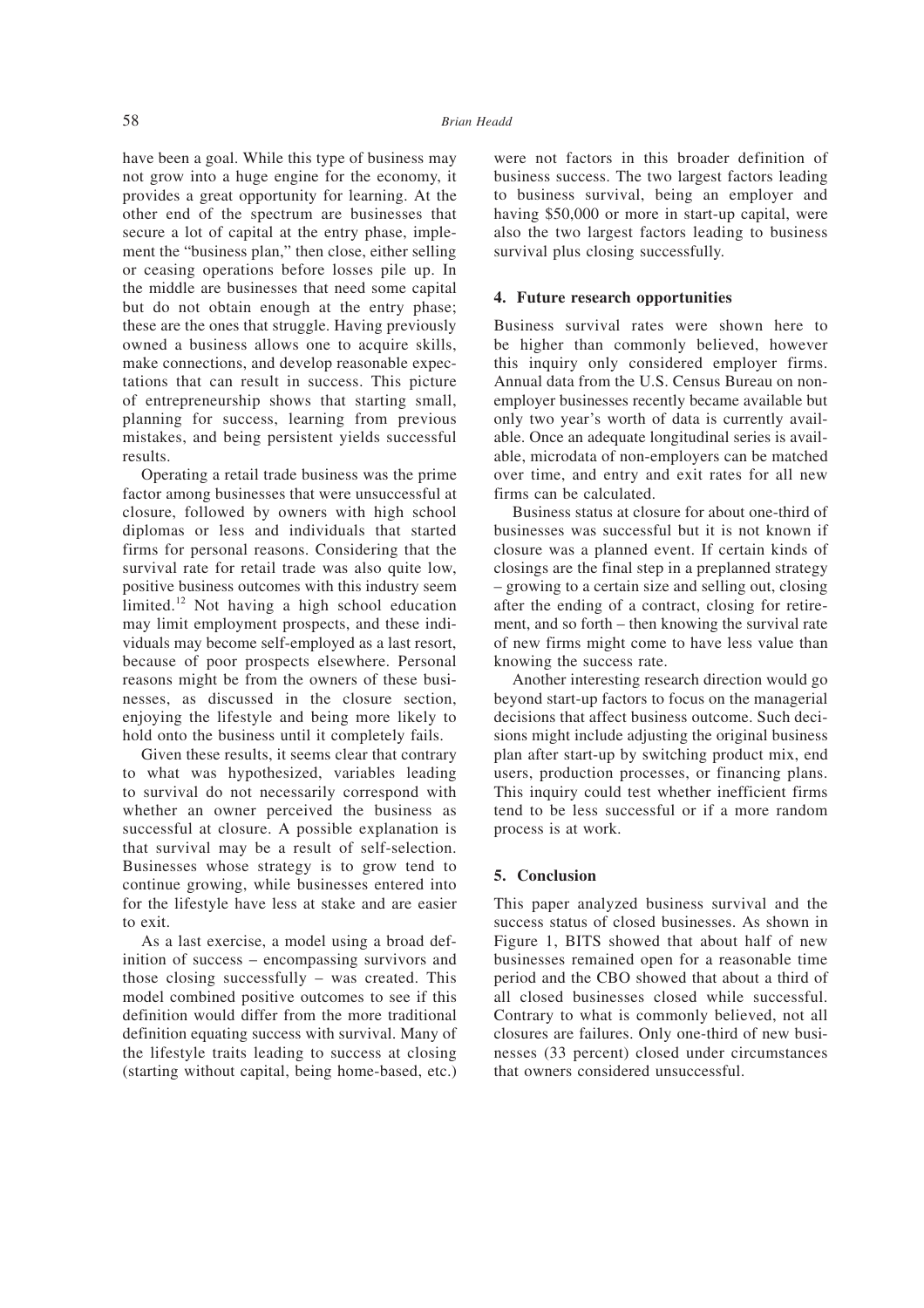have been a goal. While this type of business may not grow into a huge engine for the economy, it provides a great opportunity for learning. At the other end of the spectrum are businesses that secure a lot of capital at the entry phase, implement the "business plan," then close, either selling or ceasing operations before losses pile up. In the middle are businesses that need some capital but do not obtain enough at the entry phase; these are the ones that struggle. Having previously owned a business allows one to acquire skills, make connections, and develop reasonable expectations that can result in success. This picture of entrepreneurship shows that starting small, planning for success, learning from previous mistakes, and being persistent yields successful results.

Operating a retail trade business was the prime factor among businesses that were unsuccessful at closure, followed by owners with high school diplomas or less and individuals that started firms for personal reasons. Considering that the survival rate for retail trade was also quite low, positive business outcomes with this industry seem limited.[12] Not having a high school education may limit employment prospects, and these individuals may become self-employed as a last resort, because of poor prospects elsewhere. Personal reasons might be from the owners of these businesses, as discussed in the closure section, enjoying the lifestyle and being more likely to hold onto the business until it completely fails.

Given these results, it seems clear that contrary to what was hypothesized, variables leading to survival do not necessarily correspond with whether an owner perceived the business as successful at closure. A possible explanation is that survival may be a result of self-selection. Businesses whose strategy is to grow tend to continue growing, while businesses entered into for the lifestyle have less at stake and are easier to exit.

As a last exercise, a model using a broad definition of success – encompassing survivors and those closing successfully – was created. This model combined positive outcomes to see if this definition would differ from the more traditional definition equating success with survival. Many of the lifestyle traits leading to success at closing (starting without capital, being home-based, etc.) were not factors in this broader definition of business success. The two largest factors leading to business survival, being an employer and having \$50,000 or more in start-up capital, were also the two largest factors leading to business survival plus closing successfully.

## 4. Future research opportunities

Business survival rates were shown here to be higher than commonly believed, however this inquiry only considered employer firms. Annual data from the U.S. Census Bureau on non-employer businesses recently became available but only two year's worth of data is currently available. Once an adequate longitudinal series is available, microdata of non-employers can be matched over time, and entry and exit rates for all new firms can be calculated.

Business status at closure for about one-third of businesses was successful but it is not known if closure was a planned event. If certain kinds of closings are the final step in a preplanned strategy – growing to a certain size and selling out, closing after the ending of a contract, closing for retirement, and so forth – then knowing the survival rate of new firms might come to have less value than knowing the success rate.

Another interesting research direction would go beyond start-up factors to focus on the managerial decisions that affect business outcome. Such decisions might include adjusting the original business plan after start-up by switching product mix, end users, production processes, or financing plans. This inquiry could test whether inefficient firms tend to be less successful or if a more random process is at work.

## 5. Conclusion

This paper analyzed business survival and the success status of closed businesses. As shown in Figure 1, BITS showed that about half of new businesses remained open for a reasonable time period and the CBO showed that about a third of all closed businesses closed while successful. Contrary to what is commonly believed, not all closures are failures. Only one-third of new businesses (33 percent) closed under circumstances that owners considered unsuccessful.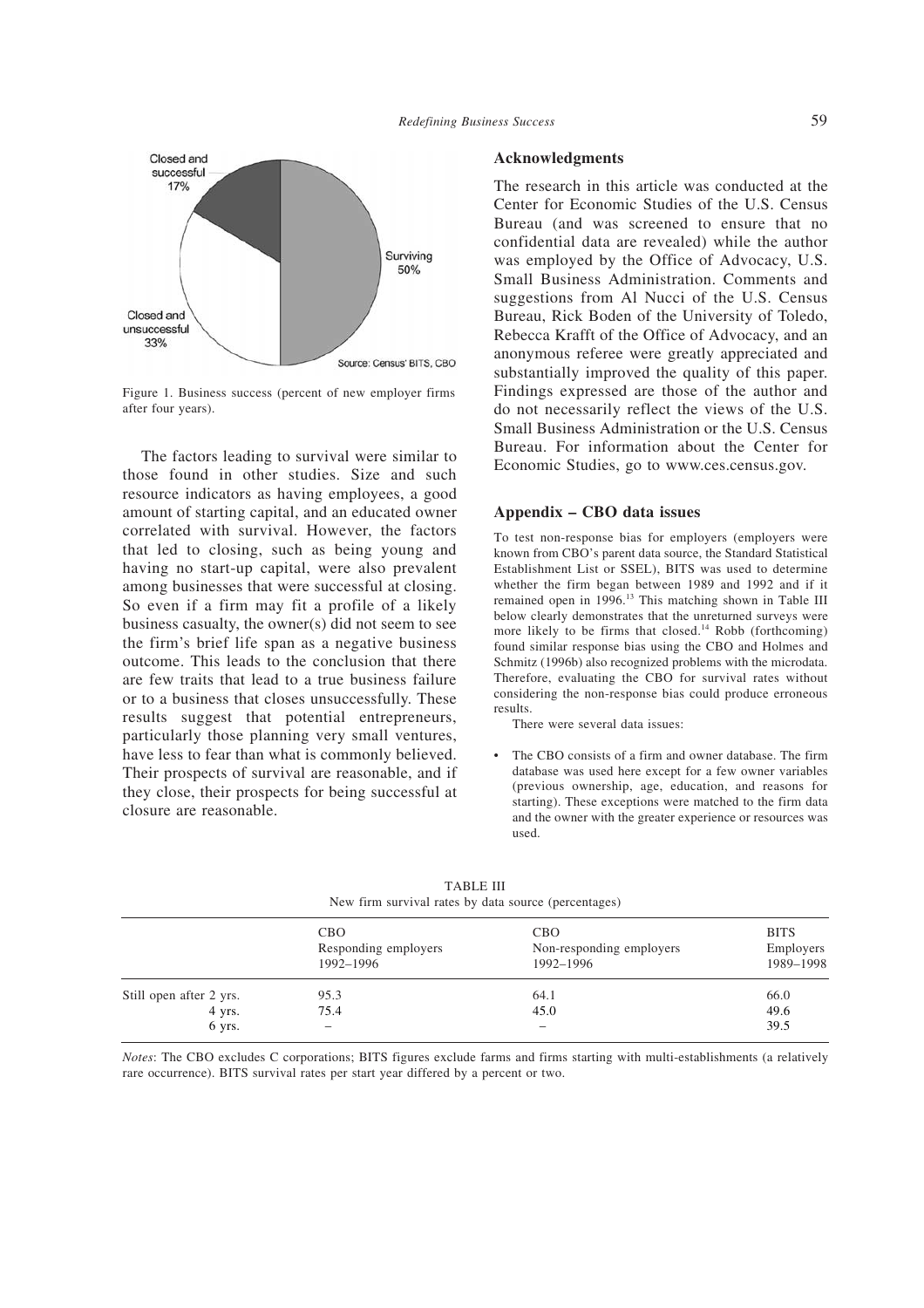Figure 1. Business success (percent of new employer firms after four years).

The factors leading to survival were similar to those found in other studies. Size and such resource indicators as having employees, a good amount of starting capital, and an educated owner correlated with survival. However, the factors that led to closing, such as being young and having no start-up capital, were also prevalent among businesses that were successful at closing. So even if a firm may fit a profile of a likely business casualty, the owner(s) did not seem to see the firm's brief life span as a negative business outcome. This leads to the conclusion that there are few traits that lead to a true business failure or to a business that closes unsuccessfully. These results suggest that potential entrepreneurs, particularly those planning very small ventures, have less to fear than what is commonly believed. Their prospects of survival are reasonable, and if they close, their prospects for being successful at closure are reasonable.

## Acknowledgments

The research in this article was conducted at the Center for Economic Studies of the U.S. Census Bureau (and was screened to ensure that no confidential data are revealed) while the author was employed by the Office of Advocacy, U.S. Small Business Administration. Comments and suggestions from Al Nucci of the U.S. Census Bureau, Rick Boden of the University of Toledo, Rebecca Krafft of the Office of Advocacy, and an anonymous referee were greatly appreciated and substantially improved the quality of this paper. Findings expressed are those of the author and do not necessarily reflect the views of the U.S. Small Business Administration or the U.S. Census Bureau. For information about the Center for Economic Studies, go to www.ces.census.gov.

## Appendix – CBO data issues

To test non-response bias for employers (employers were known from CBO's parent data source, the Standard Statistical Establishment List or SSEL), BITS was used to determine whether the firm began between 1989 and 1992 and if it remained open in 1996.[13] This matching shown in Table III below clearly demonstrates that the unreturned surveys were more likely to be firms that closed.[14] Robb (forthcoming) found similar response bias using the CBO and Holmes and Schmitz (1996b) also recognized problems with the microdata. Therefore, evaluating the CBO for survival rates without considering the non-response bias could produce erroneous results.

There were several data issues:

- The CBO consists of a firm and owner database. The firm database was used here except for a few owner variables (previous ownership, age, education, and reasons for starting). These exceptions were matched to the firm data and the owner with the greater experience or resources was used.

TABLE III
New firm survival rates by data source (percentages)

| | CBO Responding employers 1992–1996 | CBO Non-responding employers 1992–1996 | BITS Employers 1989–1998 |
|---|---|---|---|
| Still open after 2 yrs. | 95.3 | 64.1 | 66.0 |
| 4 yrs. | 75.4 | 45.0 | 49.6 |
| 6 yrs. | – | – | 39.5 |

*Notes*: The CBO excludes C corporations; BITS figures exclude farms and firms starting with multi-establishments (a relatively rare occurrence). BITS survival rates per start year differed by a percent or two.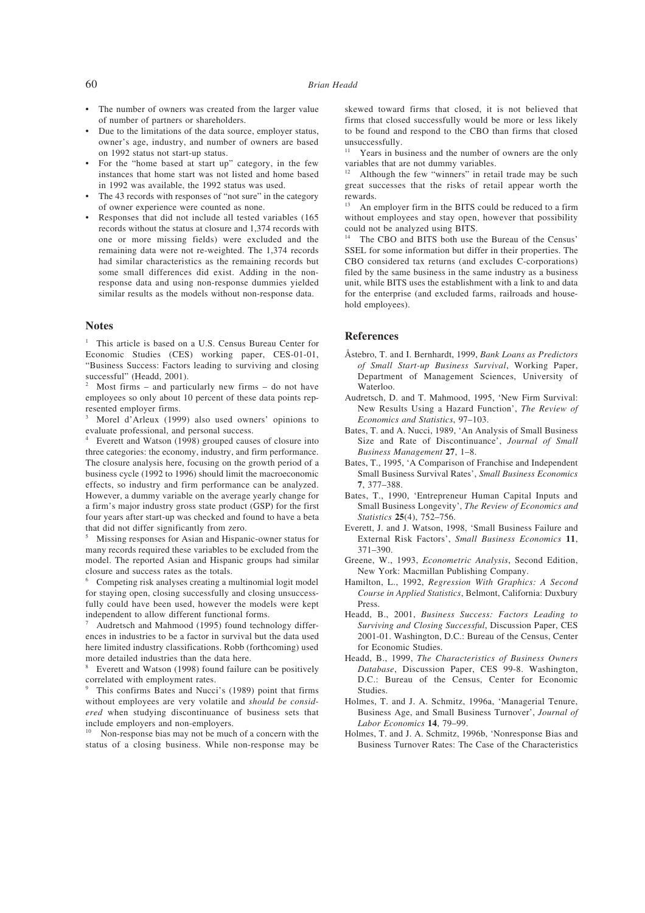- The number of owners was created from the larger value of number of partners or shareholders.
- Due to the limitations of the data source, employer status, owner's age, industry, and number of owners are based on 1992 status not start-up status.
- For the "home based at start up" category, in the few instances that home start was not listed and home based in 1992 was available, the 1992 status was used.
- The 43 records with responses of "not sure" in the category of owner experience were counted as none.
- Responses that did not include all tested variables (165 records without the status at closure and 1,374 records with one or more missing fields) were excluded and the remaining data were not re-weighted. The 1,374 records had similar characteristics as the remaining records but some small differences did exist. Adding in the non-response data and using non-response dummies yielded similar results as the models without non-response data.

## Notes

[1] This article is based on a U.S. Census Bureau Center for Economic Studies (CES) working paper, CES-01-01, "Business Success: Factors leading to surviving and closing successful" (Headd, 2001).

[2] Most firms – and particularly new firms – do not have employees so only about 10 percent of these data points represented employer firms.

[3] Morel d'Arleux (1999) also used owners' opinions to evaluate professional, and personal success.

[4] Everett and Watson (1998) grouped causes of closure into three categories: the economy, industry, and firm performance. The closure analysis here, focusing on the growth period of a business cycle (1992 to 1996) should limit the macroeconomic effects, so industry and firm performance can be analyzed. However, a dummy variable on the average yearly change for a firm's major industry gross state product (GSP) for the first four years after start-up was checked and found to have a beta that did not differ significantly from zero.

[5] Missing responses for Asian and Hispanic-owner status for many records required these variables to be excluded from the model. The reported Asian and Hispanic groups had similar closure and success rates as the totals.

[6] Competing risk analyses creating a multinomial logit model for staying open, closing successfully and closing unsuccessfully could have been used, however the models were kept independent to allow different functional forms.

[7] Audretsch and Mahmood (1995) found technology differences in industries to be a factor in survival but the data used here limited industry classifications. Robb (forthcoming) used more detailed industries than the data here.

[8] Everett and Watson (1998) found failure can be positively correlated with employment rates.

[9] This confirms Bates and Nucci's (1989) point that firms without employees are very volatile and *should be considered* when studying discontinuance of business sets that include employers and non-employers.

[10] Non-response bias may not be much of a concern with the status of a closing business. While non-response may be skewed toward firms that closed, it is not believed that firms that closed successfully would be more or less likely to be found and respond to the CBO than firms that closed unsuccessfully.

[11] Years in business and the number of owners are the only variables that are not dummy variables.

[12] Although the few "winners" in retail trade may be such great successes that the risks of retail appear worth the rewards.

[13] An employer firm in the BITS could be reduced to a firm without employees and stay open, however that possibility could not be analyzed using BITS.

[14] The CBO and BITS both use the Bureau of the Census' SSEL for some information but differ in their properties. The CBO considered tax returns (and excludes C-corporations) filed by the same business in the same industry as a business unit, while BITS uses the establishment with a link to and data for the enterprise (and excluded farms, railroads and household employees).

## References

Åstebro, T. and I. Bernhardt, 1999, *Bank Loans as Predictors of Small Start-up Business Survival*, Working Paper, Department of Management Sciences, University of Waterloo.

Audretsch, D. and T. Mahmood, 1995, 'New Firm Survival: New Results Using a Hazard Function', *The Review of Economics and Statistics*, 97–103.

Bates, T. and A. Nucci, 1989, 'An Analysis of Small Business Size and Rate of Discontinuance', *Journal of Small Business Management* **27**, 1–8.

Bates, T., 1995, 'A Comparison of Franchise and Independent Small Business Survival Rates', *Small Business Economics* **7**, 377–388.

Bates, T., 1990, 'Entrepreneur Human Capital Inputs and Small Business Longevity', *The Review of Economics and Statistics* **25**(4), 752–756.

Everett, J. and J. Watson, 1998, 'Small Business Failure and External Risk Factors', *Small Business Economics* **11**, 371–390.

Greene, W., 1993, *Econometric Analysis*, Second Edition, New York: Macmillan Publishing Company.

Hamilton, L., 1992, *Regression With Graphics: A Second Course in Applied Statistics*, Belmont, California: Duxbury Press.

Headd, B., 2001, *Business Success: Factors Leading to Surviving and Closing Successful*, Discussion Paper, CES 2001-01. Washington, D.C.: Bureau of the Census, Center for Economic Studies.

Headd, B., 1999, *The Characteristics of Business Owners Database*, Discussion Paper, CES 99-8. Washington, D.C.: Bureau of the Census, Center for Economic Studies.

Holmes, T. and J. A. Schmitz, 1996a, 'Managerial Tenure, Business Age, and Small Business Turnover', *Journal of Labor Economics* **14**, 79–99.

Holmes, T. and J. A. Schmitz, 1996b, 'Nonresponse Bias and Business Turnover Rates: The Case of the Characteristics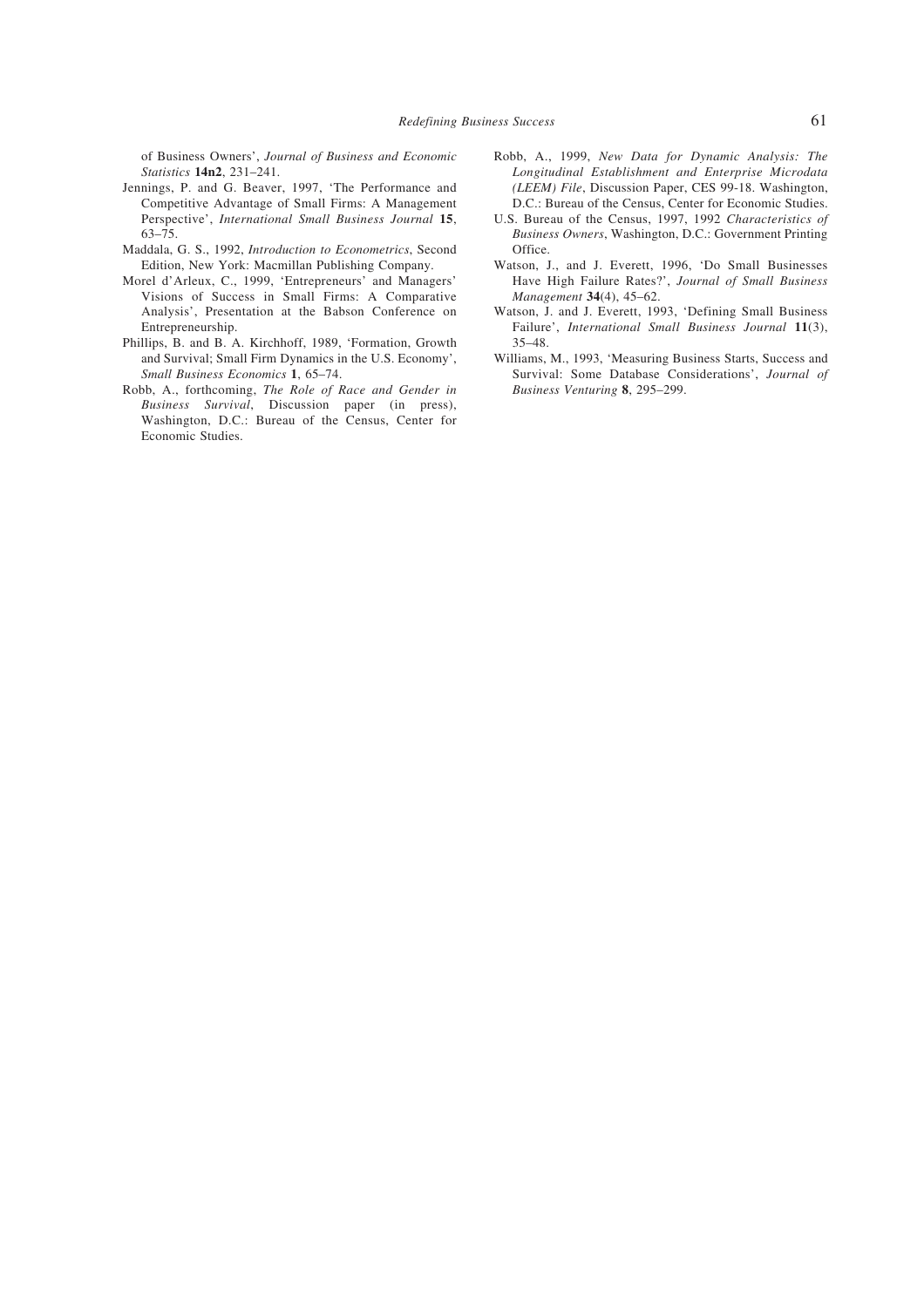of Business Owners', *Journal of Business and Economic Statistics* **14n2**, 231–241.

Jennings, P. and G. Beaver, 1997, 'The Performance and Competitive Advantage of Small Firms: A Management Perspective', *International Small Business Journal* **15**, 63–75.

Maddala, G. S., 1992, *Introduction to Econometrics*, Second Edition, New York: Macmillan Publishing Company.

Morel d'Arleux, C., 1999, 'Entrepreneurs' and Managers' Visions of Success in Small Firms: A Comparative Analysis', Presentation at the Babson Conference on Entrepreneurship.

Phillips, B. and B. A. Kirchhoff, 1989, 'Formation, Growth and Survival; Small Firm Dynamics in the U.S. Economy', *Small Business Economics* **1**, 65–74.

Robb, A., forthcoming, *The Role of Race and Gender in Business Survival*, Discussion paper (in press), Washington, D.C.: Bureau of the Census, Center for Economic Studies.

Robb, A., 1999, *New Data for Dynamic Analysis: The Longitudinal Establishment and Enterprise Microdata (LEEM) File*, Discussion Paper, CES 99-18. Washington, D.C.: Bureau of the Census, Center for Economic Studies.

U.S. Bureau of the Census, 1997, 1992 *Characteristics of Business Owners*, Washington, D.C.: Government Printing Office.

Watson, J., and J. Everett, 1996, 'Do Small Businesses Have High Failure Rates?', *Journal of Small Business Management* **34**(4), 45–62.

Watson, J. and J. Everett, 1993, 'Defining Small Business Failure', *International Small Business Journal* **11**(3), 35–48.

Williams, M., 1993, 'Measuring Business Starts, Success and Survival: Some Database Considerations', *Journal of Business Venturing* **8**, 295–299.